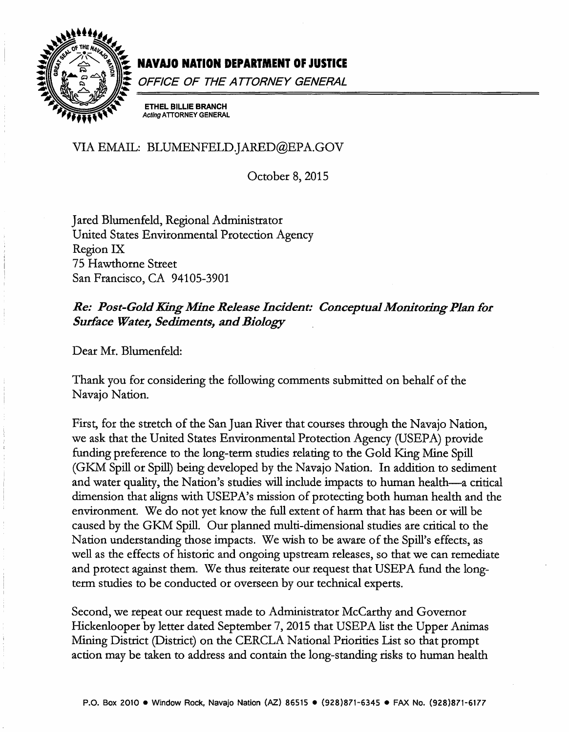# NAVAJO NATION DEPARTMENT OF JUSTICE

*OFFICE OF THE ATTORNEY GENERAL*

**ETHEL BILLIE BRANCH**
*Acting* **ATTORNEY GENERAL**

VIA EMAIL: BLUMENFELD.JARED@EPA.GOV

October 8, 2015

Jared Blumenfeld, Regional Administrator
United States Environmental Protection Agency
Region IX
75 Hawthorne Street
San Francisco, CA 94105-3901

***Re: Post-Gold King Mine Release Incident: Conceptual Monitoring Plan for Surface Water, Sediments, and Biology***

Dear Mr. Blumenfeld:

Thank you for considering the following comments submitted on behalf of the Navajo Nation.

First, for the stretch of the San Juan River that courses through the Navajo Nation, we ask that the United States Environmental Protection Agency (USEPA) provide funding preference to the long-term studies relating to the Gold King Mine Spill (GKM Spill or Spill) being developed by the Navajo Nation. In addition to sediment and water quality, the Nation's studies will include impacts to human health—a critical dimension that aligns with USEPA's mission of protecting both human health and the environment. We do not yet know the full extent of harm that has been or will be caused by the GKM Spill. Our planned multi-dimensional studies are critical to the Nation understanding those impacts. We wish to be aware of the Spill's effects, as well as the effects of historic and ongoing upstream releases, so that we can remediate and protect against them. We thus reiterate our request that USEPA fund the long-term studies to be conducted or overseen by our technical experts.

Second, we repeat our request made to Administrator McCarthy and Governor Hickenlooper by letter dated September 7, 2015 that USEPA list the Upper Animas Mining District (District) on the CERCLA National Priorities List so that prompt action may be taken to address and contain the long-standing risks to human health

P.O. Box 2010 • Window Rock, Navajo Nation (AZ) 86515 • (928)871-6345 • FAX No. (928)871-6177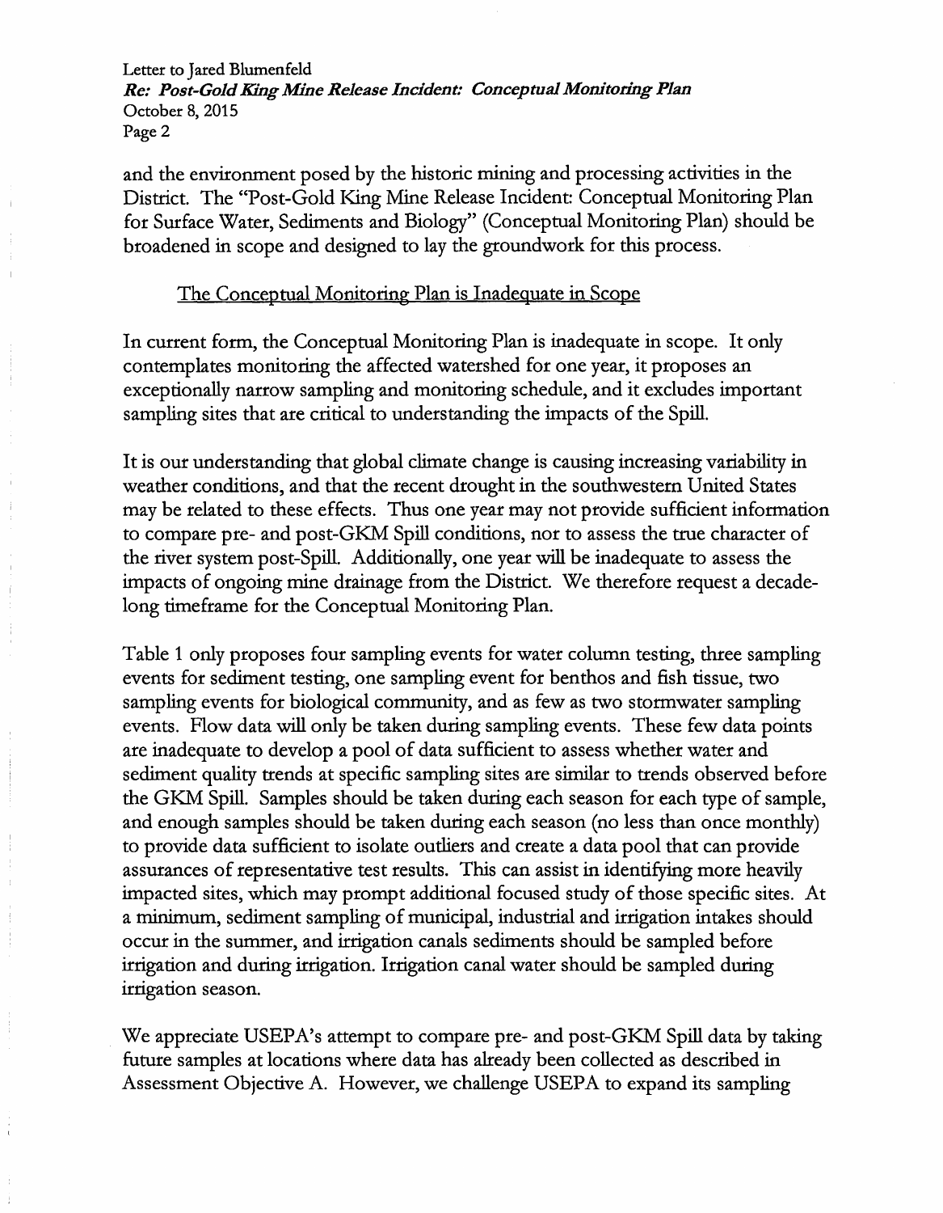and the environment posed by the historic mining and processing activities in the District. The "Post-Gold King Mine Release Incident: Conceptual Monitoring Plan for Surface Water, Sediments and Biology" (Conceptual Monitoring Plan) should be broadened in scope and designed to lay the groundwork for this process.

## The Conceptual Monitoring Plan is Inadequate in Scope

In current form, the Conceptual Monitoring Plan is inadequate in scope. It only contemplates monitoring the affected watershed for one year, it proposes an exceptionally narrow sampling and monitoring schedule, and it excludes important sampling sites that are critical to understanding the impacts of the Spill.

It is our understanding that global climate change is causing increasing variability in weather conditions, and that the recent drought in the southwestern United States may be related to these effects. Thus one year may not provide sufficient information to compare pre- and post-GKM Spill conditions, nor to assess the true character of the river system post-Spill. Additionally, one year will be inadequate to assess the impacts of ongoing mine drainage from the District. We therefore request a decade-long timeframe for the Conceptual Monitoring Plan.

Table 1 only proposes four sampling events for water column testing, three sampling events for sediment testing, one sampling event for benthos and fish tissue, two sampling events for biological community, and as few as two stormwater sampling events. Flow data will only be taken during sampling events. These few data points are inadequate to develop a pool of data sufficient to assess whether water and sediment quality trends at specific sampling sites are similar to trends observed before the GKM Spill. Samples should be taken during each season for each type of sample, and enough samples should be taken during each season (no less than once monthly) to provide data sufficient to isolate outliers and create a data pool that can provide assurances of representative test results. This can assist in identifying more heavily impacted sites, which may prompt additional focused study of those specific sites. At a minimum, sediment sampling of municipal, industrial and irrigation intakes should occur in the summer, and irrigation canals sediments should be sampled before irrigation and during irrigation. Irrigation canal water should be sampled during irrigation season.

We appreciate USEPA's attempt to compare pre- and post-GKM Spill data by taking future samples at locations where data has already been collected as described in Assessment Objective A. However, we challenge USEPA to expand its sampling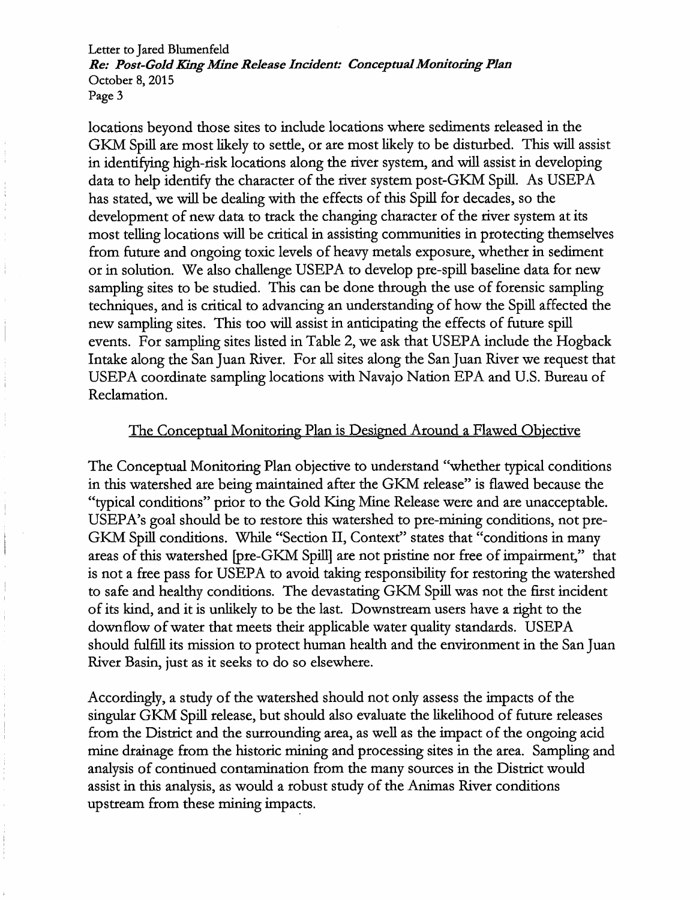locations beyond those sites to include locations where sediments released in the GKM Spill are most likely to settle, or are most likely to be disturbed. This will assist in identifying high-risk locations along the river system, and will assist in developing data to help identify the character of the river system post-GKM Spill. As USEPA has stated, we will be dealing with the effects of this Spill for decades, so the development of new data to track the changing character of the river system at its most telling locations will be critical in assisting communities in protecting themselves from future and ongoing toxic levels of heavy metals exposure, whether in sediment or in solution. We also challenge USEPA to develop pre-spill baseline data for new sampling sites to be studied. This can be done through the use of forensic sampling techniques, and is critical to advancing an understanding of how the Spill affected the new sampling sites. This too will assist in anticipating the effects of future spill events. For sampling sites listed in Table 2, we ask that USEPA include the Hogback Intake along the San Juan River. For all sites along the San Juan River we request that USEPA coordinate sampling locations with Navajo Nation EPA and U.S. Bureau of Reclamation.

## The Conceptual Monitoring Plan is Designed Around a Flawed Objective

The Conceptual Monitoring Plan objective to understand "whether typical conditions in this watershed are being maintained after the GKM release" is flawed because the "typical conditions" prior to the Gold King Mine Release were and are unacceptable. USEPA's goal should be to restore this watershed to pre-mining conditions, not pre-GKM Spill conditions. While "Section II, Context" states that "conditions in many areas of this watershed [pre-GKM Spill] are not pristine nor free of impairment," that is not a free pass for USEPA to avoid taking responsibility for restoring the watershed to safe and healthy conditions. The devastating GKM Spill was not the first incident of its kind, and it is unlikely to be the last. Downstream users have a right to the downflow of water that meets their applicable water quality standards. USEPA should fulfill its mission to protect human health and the environment in the San Juan River Basin, just as it seeks to do so elsewhere.

Accordingly, a study of the watershed should not only assess the impacts of the singular GKM Spill release, but should also evaluate the likelihood of future releases from the District and the surrounding area, as well as the impact of the ongoing acid mine drainage from the historic mining and processing sites in the area. Sampling and analysis of continued contamination from the many sources in the District would assist in this analysis, as would a robust study of the Animas River conditions upstream from these mining impacts.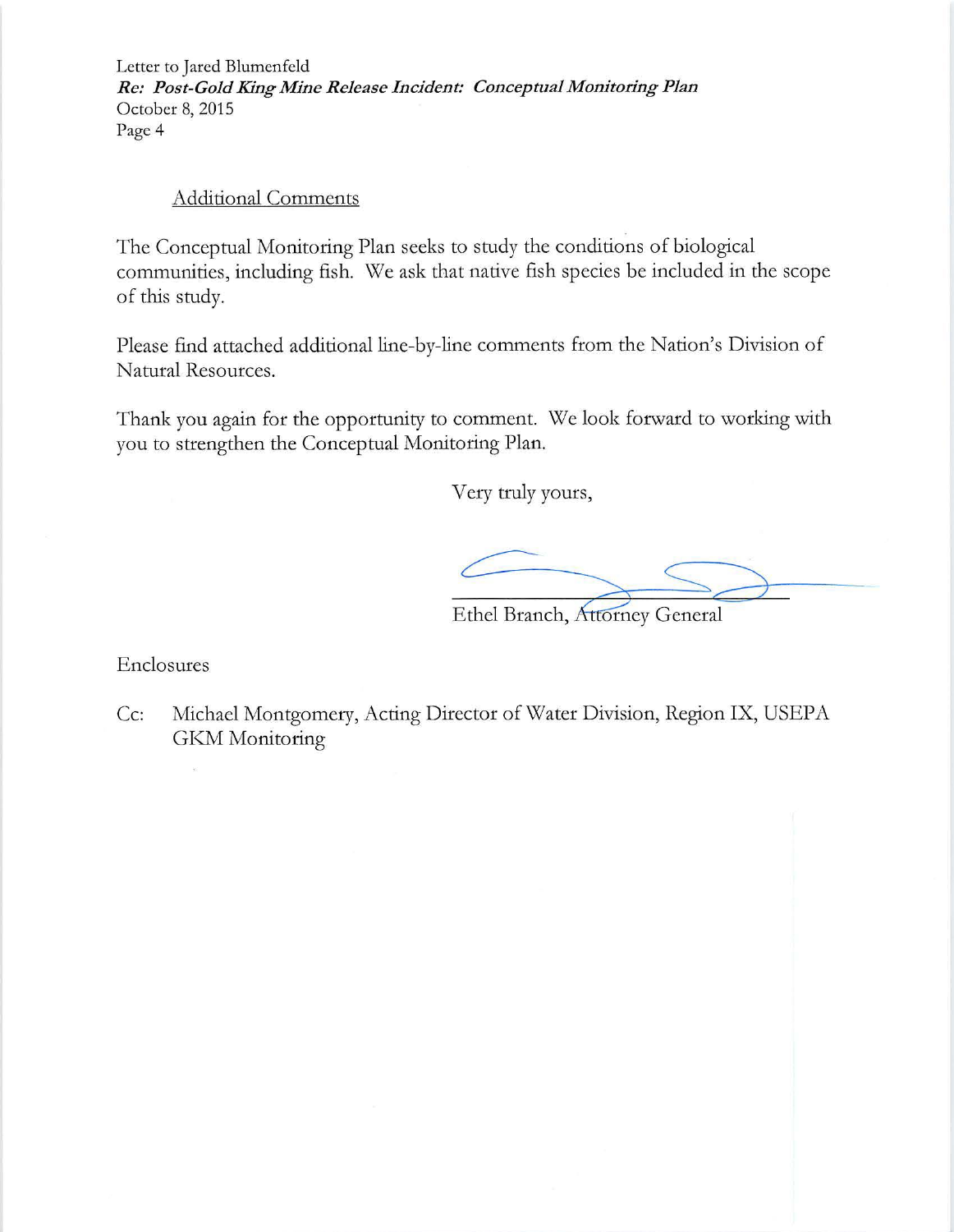Additional Comments

The Conceptual Monitoring Plan seeks to study the conditions of biological communities, including fish. We ask that native fish species be included in the scope of this study.

Please find attached additional line-by-line comments from the Nation's Division of Natural Resources.

Thank you again for the opportunity to comment. We look forward to working with you to strengthen the Conceptual Monitoring Plan.

Very truly yours,

Ethel Branch, Attorney General

Enclosures

Cc: Michael Montgomery, Acting Director of Water Division, Region IX, USEPA
GKM Monitoring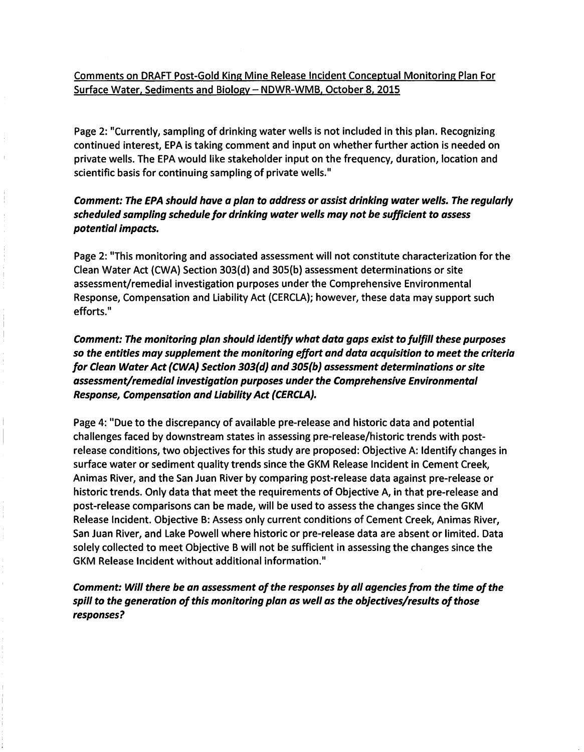Comments on DRAFT Post-Gold King Mine Release Incident Conceptual Monitoring Plan For Surface Water, Sediments and Biology – NDWR-WMB, October 8, 2015

Page 2: "Currently, sampling of drinking water wells is not included in this plan. Recognizing continued interest, EPA is taking comment and input on whether further action is needed on private wells. The EPA would like stakeholder input on the frequency, duration, location and scientific basis for continuing sampling of private wells."

***Comment: The EPA should have a plan to address or assist drinking water wells. The regularly scheduled sampling schedule for drinking water wells may not be sufficient to assess potential impacts.***

Page 2: "This monitoring and associated assessment will not constitute characterization for the Clean Water Act (CWA) Section 303(d) and 305(b) assessment determinations or site assessment/remedial investigation purposes under the Comprehensive Environmental Response, Compensation and Liability Act (CERCLA); however, these data may support such efforts."

***Comment: The monitoring plan should identify what data gaps exist to fulfill these purposes so the entities may supplement the monitoring effort and data acquisition to meet the criteria for Clean Water Act (CWA) Section 303(d) and 305(b) assessment determinations or site assessment/remedial investigation purposes under the Comprehensive Environmental Response, Compensation and Liability Act (CERCLA).***

Page 4: "Due to the discrepancy of available pre-release and historic data and potential challenges faced by downstream states in assessing pre-release/historic trends with post-release conditions, two objectives for this study are proposed: Objective A: Identify changes in surface water or sediment quality trends since the GKM Release Incident in Cement Creek, Animas River, and the San Juan River by comparing post-release data against pre-release or historic trends. Only data that meet the requirements of Objective A, in that pre-release and post-release comparisons can be made, will be used to assess the changes since the GKM Release Incident. Objective B: Assess only current conditions of Cement Creek, Animas River, San Juan River, and Lake Powell where historic or pre-release data are absent or limited. Data solely collected to meet Objective B will not be sufficient in assessing the changes since the GKM Release Incident without additional information."

***Comment: Will there be an assessment of the responses by all agencies from the time of the spill to the generation of this monitoring plan as well as the objectives/results of those responses?***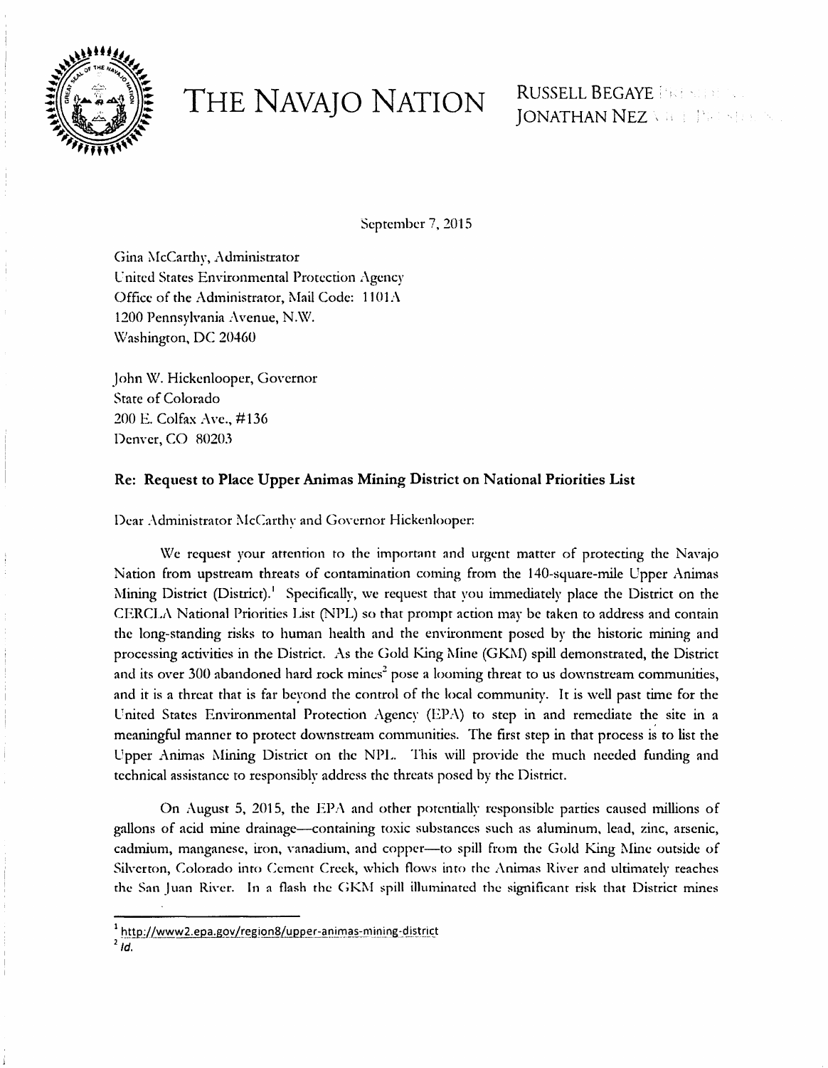# THE NAVAJO NATION

RUSSELL BEGAYE PRESIDENT
JONATHAN NEZ VICE PRESIDENT

September 7, 2015

Gina McCarthy, Administrator
United States Environmental Protection Agency
Office of the Administrator, Mail Code: 1101A
1200 Pennsylvania Avenue, N.W.
Washington, DC 20460

John W. Hickenlooper, Governor
State of Colorado
200 E. Colfax Ave., #136
Denver, CO 80203

**Re: Request to Place Upper Animas Mining District on National Priorities List**

Dear Administrator McCarthy and Governor Hickenlooper:

We request your attention to the important and urgent matter of protecting the Navajo Nation from upstream threats of contamination coming from the 140-square-mile Upper Animas Mining District (District).[1] Specifically, we request that you immediately place the District on the CERCLA National Priorities List (NPL) so that prompt action may be taken to address and contain the long-standing risks to human health and the environment posed by the historic mining and processing activities in the District. As the Gold King Mine (GKM) spill demonstrated, the District and its over 300 abandoned hard rock mines[2] pose a looming threat to us downstream communities, and it is a threat that is far beyond the control of the local community. It is well past time for the United States Environmental Protection Agency (EPA) to step in and remediate the site in a meaningful manner to protect downstream communities. The first step in that process is to list the Upper Animas Mining District on the NPL. This will provide the much needed funding and technical assistance to responsibly address the threats posed by the District.

On August 5, 2015, the EPA and other potentially responsible parties caused millions of gallons of acid mine drainage—containing toxic substances such as aluminum, lead, zinc, arsenic, cadmium, manganese, iron, vanadium, and copper—to spill from the Gold King Mine outside of Silverton, Colorado into Cement Creek, which flows into the Animas River and ultimately reaches the San Juan River. In a flash the GKM spill illuminated the significant risk that District mines

---

[1] http://www2.epa.gov/region8/upper-animas-mining-district

[2] *Id.*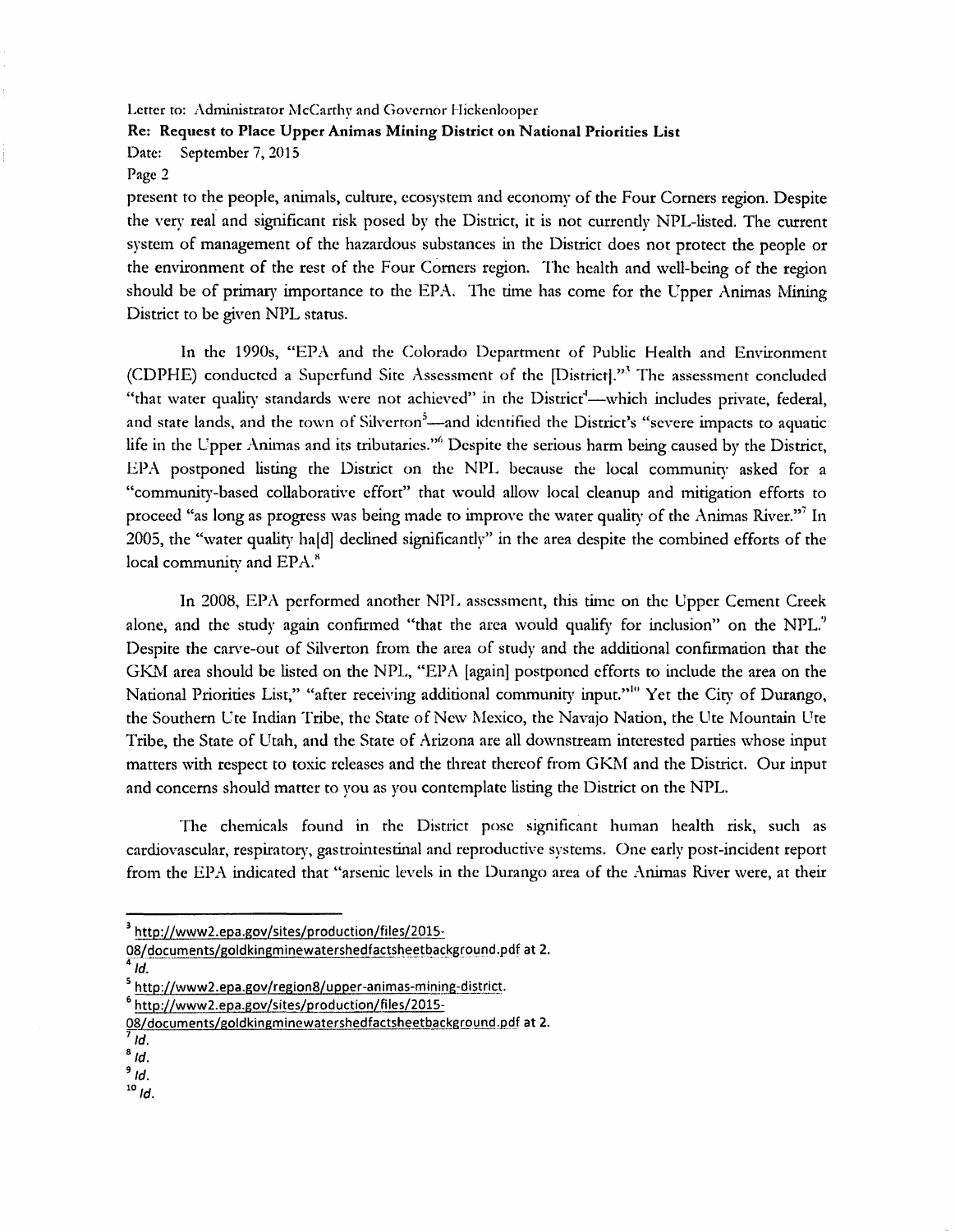present to the people, animals, culture, ecosystem and economy of the Four Corners region. Despite the very real and significant risk posed by the District, it is not currently NPL-listed. The current system of management of the hazardous substances in the District does not protect the people or the environment of the rest of the Four Corners region. The health and well-being of the region should be of primary importance to the EPA. The time has come for the Upper Animas Mining District to be given NPL status.

In the 1990s, "EPA and the Colorado Department of Public Health and Environment (CDPHE) conducted a Superfund Site Assessment of the [District]."[3] The assessment concluded "that water quality standards were not achieved" in the District[4]—which includes private, federal, and state lands, and the town of Silverton[5]—and identified the District's "severe impacts to aquatic life in the Upper Animas and its tributaries."[6] Despite the serious harm being caused by the District, EPA postponed listing the District on the NPL because the local community asked for a "community-based collaborative effort" that would allow local cleanup and mitigation efforts to proceed "as long as progress was being made to improve the water quality of the Animas River."[7] In 2005, the "water quality ha[d] declined significantly" in the area despite the combined efforts of the local community and EPA.[8]

In 2008, EPA performed another NPL assessment, this time on the Upper Cement Creek alone, and the study again confirmed "that the area would qualify for inclusion" on the NPL.[9] Despite the carve-out of Silverton from the area of study and the additional confirmation that the GKM area should be listed on the NPL, "EPA [again] postponed efforts to include the area on the National Priorities List," "after receiving additional community input."[10] Yet the City of Durango, the Southern Ute Indian Tribe, the State of New Mexico, the Navajo Nation, the Ute Mountain Ute Tribe, the State of Utah, and the State of Arizona are all downstream interested parties whose input matters with respect to toxic releases and the threat thereof from GKM and the District. Our input and concerns should matter to you as you contemplate listing the District on the NPL.

The chemicals found in the District pose significant human health risk, such as cardiovascular, respiratory, gastrointestinal and reproductive systems. One early post-incident report from the EPA indicated that "arsenic levels in the Durango area of the Animas River were, at their

---

[3] http://www2.epa.gov/sites/production/files/2015-08/documents/goldkingminewatershedfactsheetbackground.pdf at 2.

[4] *Id.*

[5] http://www2.epa.gov/region8/upper-animas-mining-district.

[6] http://www2.epa.gov/sites/production/files/2015-08/documents/goldkingminewatershedfactsheetbackground.pdf at 2.

[7] *Id.*

[8] *Id.*

[9] *Id.*

[10] *Id.*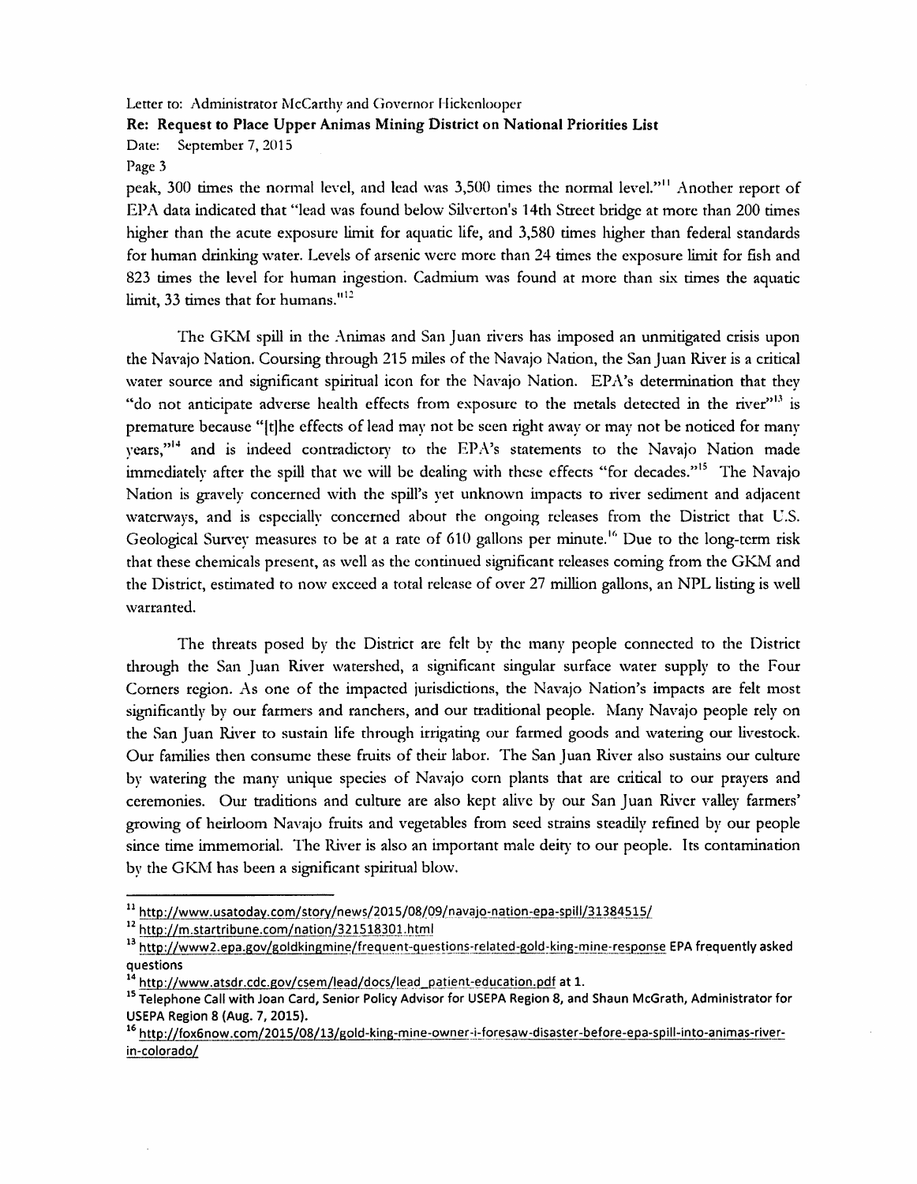peak, 300 times the normal level, and lead was 3,500 times the normal level."[11] Another report of EPA data indicated that "lead was found below Silverton's 14th Street bridge at more than 200 times higher than the acute exposure limit for aquatic life, and 3,580 times higher than federal standards for human drinking water. Levels of arsenic were more than 24 times the exposure limit for fish and 823 times the level for human ingestion. Cadmium was found at more than six times the aquatic limit, 33 times that for humans."[12]

The GKM spill in the Animas and San Juan rivers has imposed an unmitigated crisis upon the Navajo Nation. Coursing through 215 miles of the Navajo Nation, the San Juan River is a critical water source and significant spiritual icon for the Navajo Nation. EPA's determination that they "do not anticipate adverse health effects from exposure to the metals detected in the river"[13] is premature because "[t]he effects of lead may not be seen right away or may not be noticed for many years,"[14] and is indeed contradictory to the EPA's statements to the Navajo Nation made immediately after the spill that we will be dealing with these effects "for decades."[15] The Navajo Nation is gravely concerned with the spill's yet unknown impacts to river sediment and adjacent waterways, and is especially concerned about the ongoing releases from the District that U.S. Geological Survey measures to be at a rate of 610 gallons per minute.[16] Due to the long-term risk that these chemicals present, as well as the continued significant releases coming from the GKM and the District, estimated to now exceed a total release of over 27 million gallons, an NPL listing is well warranted.

The threats posed by the District are felt by the many people connected to the District through the San Juan River watershed, a significant singular surface water supply to the Four Corners region. As one of the impacted jurisdictions, the Navajo Nation's impacts are felt most significantly by our farmers and ranchers, and our traditional people. Many Navajo people rely on the San Juan River to sustain life through irrigating our farmed goods and watering our livestock. Our families then consume these fruits of their labor. The San Juan River also sustains our culture by watering the many unique species of Navajo corn plants that are critical to our prayers and ceremonies. Our traditions and culture are also kept alive by our San Juan River valley farmers' growing of heirloom Navajo fruits and vegetables from seed strains steadily refined by our people since time immemorial. The River is also an important male deity to our people. Its contamination by the GKM has been a significant spiritual blow.

---

[11] http://www.usatoday.com/story/news/2015/08/09/navajo-nation-epa-spill/31384515/

[12] http://m.startribune.com/nation/321518301.html

[13] http://www2.epa.gov/goldkingmine/frequent-questions-related-gold-king-mine-response EPA frequently asked questions

[14] http://www.atsdr.cdc.gov/csem/lead/docs/lead_patient-education.pdf at 1.

[15] Telephone Call with Joan Card, Senior Policy Advisor for USEPA Region 8, and Shaun McGrath, Administrator for USEPA Region 8 (Aug. 7, 2015).

[16] http://fox6now.com/2015/08/13/gold-king-mine-owner-i-foresaw-disaster-before-epa-spill-into-animas-river-in-colorado/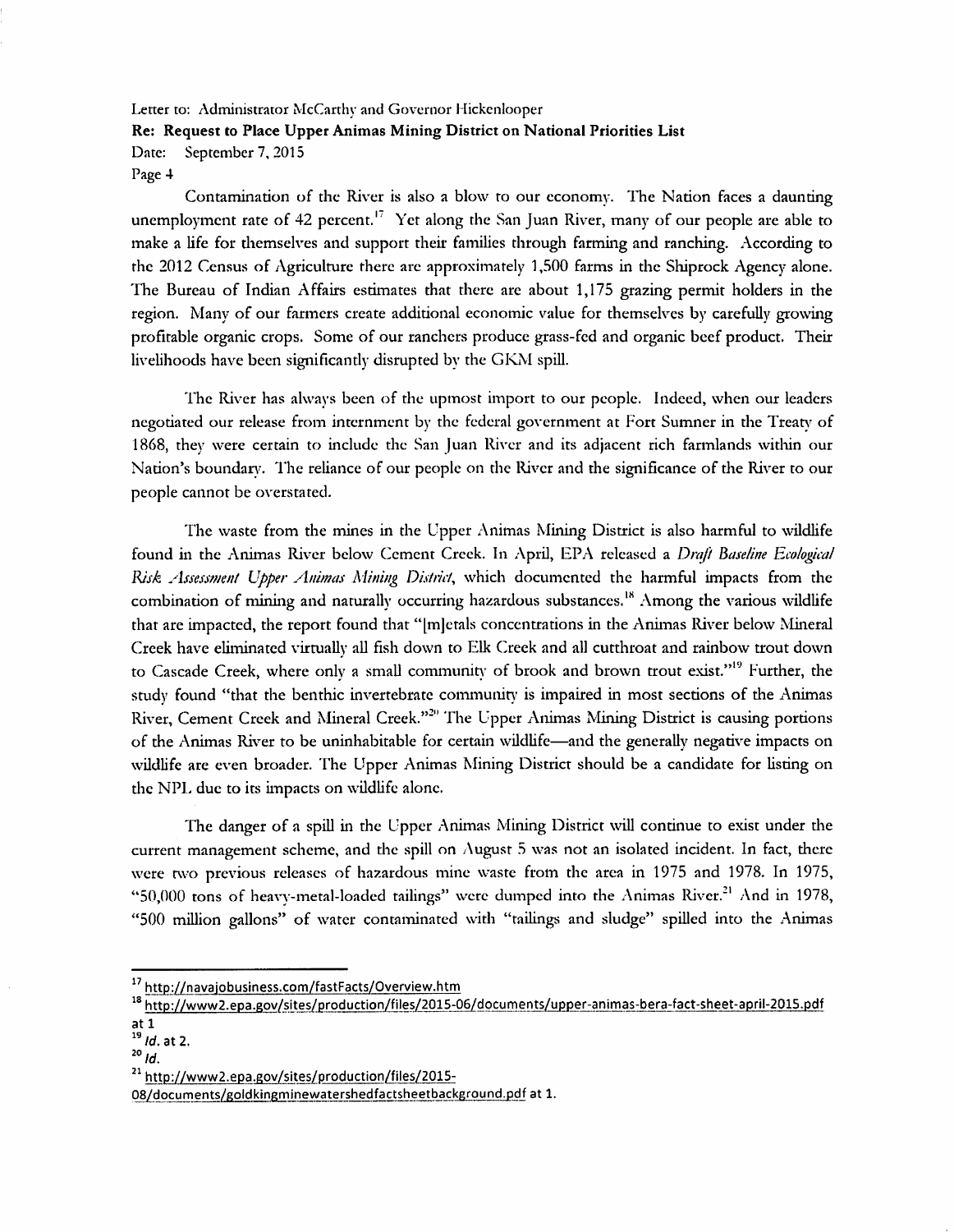Contamination of the River is also a blow to our economy. The Nation faces a daunting unemployment rate of 42 percent.[17] Yet along the San Juan River, many of our people are able to make a life for themselves and support their families through farming and ranching. According to the 2012 Census of Agriculture there are approximately 1,500 farms in the Shiprock Agency alone. The Bureau of Indian Affairs estimates that there are about 1,175 grazing permit holders in the region. Many of our farmers create additional economic value for themselves by carefully growing profitable organic crops. Some of our ranchers produce grass-fed and organic beef product. Their livelihoods have been significantly disrupted by the GKM spill.

The River has always been of the upmost import to our people. Indeed, when our leaders negotiated our release from internment by the federal government at Fort Sumner in the Treaty of 1868, they were certain to include the San Juan River and its adjacent rich farmlands within our Nation's boundary. The reliance of our people on the River and the significance of the River to our people cannot be overstated.

The waste from the mines in the Upper Animas Mining District is also harmful to wildlife found in the Animas River below Cement Creek. In April, EPA released a *Draft Baseline Ecological Risk Assessment Upper Animas Mining District*, which documented the harmful impacts from the combination of mining and naturally occurring hazardous substances.[18] Among the various wildlife that are impacted, the report found that "[m]etals concentrations in the Animas River below Mineral Creek have eliminated virtually all fish down to Elk Creek and all cutthroat and rainbow trout down to Cascade Creek, where only a small community of brook and brown trout exist."[19] Further, the study found "that the benthic invertebrate community is impaired in most sections of the Animas River, Cement Creek and Mineral Creek."[20] The Upper Animas Mining District is causing portions of the Animas River to be uninhabitable for certain wildlife—and the generally negative impacts on wildlife are even broader. The Upper Animas Mining District should be a candidate for listing on the NPL due to its impacts on wildlife alone.

The danger of a spill in the Upper Animas Mining District will continue to exist under the current management scheme, and the spill on August 5 was not an isolated incident. In fact, there were two previous releases of hazardous mine waste from the area in 1975 and 1978. In 1975, "50,000 tons of heavy-metal-loaded tailings" were dumped into the Animas River.[21] And in 1978, "500 million gallons" of water contaminated with "tailings and sludge" spilled into the Animas

---

[17] http://navajobusiness.com/fastFacts/Overview.htm

[18] http://www2.epa.gov/sites/production/files/2015-06/documents/upper-animas-bera-fact-sheet-april-2015.pdf at 1

[19] *Id.* at 2.

[20] *Id.*

[21] http://www2.epa.gov/sites/production/files/2015-08/documents/goldkingminewatershedfactsheetbackground.pdf at 1.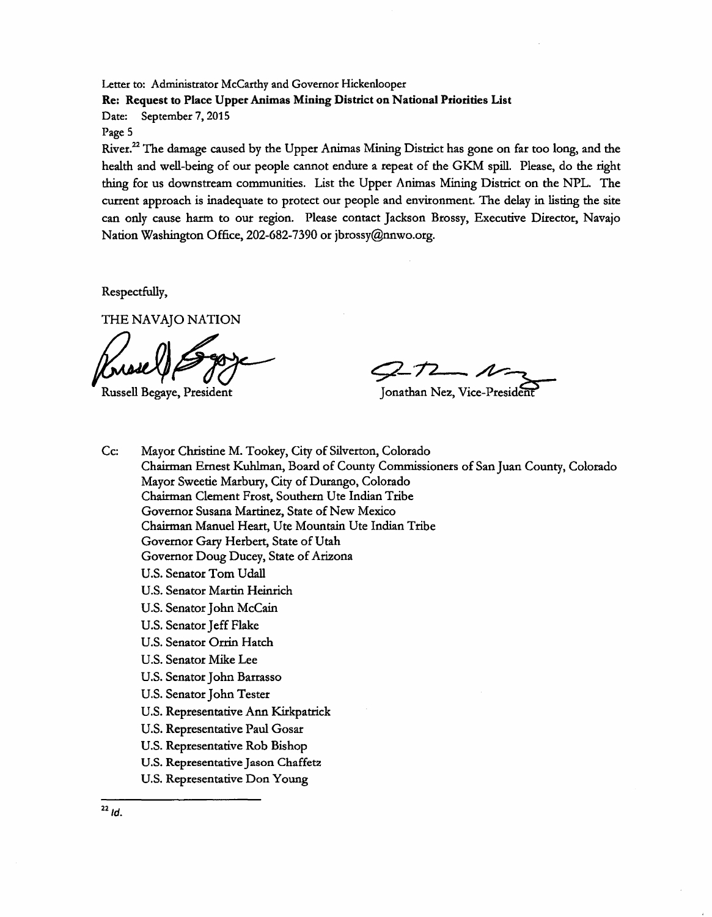River.[22] The damage caused by the Upper Animas Mining District has gone on far too long, and the health and well-being of our people cannot endure a repeat of the GKM spill. Please, do the right thing for us downstream communities. List the Upper Animas Mining District on the NPL. The current approach is inadequate to protect our people and environment. The delay in listing the site can only cause harm to our region. Please contact Jackson Brossy, Executive Director, Navajo Nation Washington Office, 202-682-7390 or jbrossy@nnwo.org.

Respectfully,

THE NAVAJO NATION

Russell Begaye, President

Jonathan Nez, Vice-President

Cc: Mayor Christine M. Tookey, City of Silverton, Colorado
Chairman Ernest Kuhlman, Board of County Commissioners of San Juan County, Colorado
Mayor Sweetie Marbury, City of Durango, Colorado
Chairman Clement Frost, Southern Ute Indian Tribe
Governor Susana Martinez, State of New Mexico
Chairman Manuel Heart, Ute Mountain Ute Indian Tribe
Governor Gary Herbert, State of Utah
Governor Doug Ducey, State of Arizona
U.S. Senator Tom Udall
U.S. Senator Martin Heinrich
U.S. Senator John McCain
U.S. Senator Jeff Flake
U.S. Senator Orrin Hatch
U.S. Senator Mike Lee
U.S. Senator John Barrasso
U.S. Senator John Tester
U.S. Representative Ann Kirkpatrick
U.S. Representative Paul Gosar
U.S. Representative Rob Bishop
U.S. Representative Jason Chaffetz
U.S. Representative Don Young

[22] *Id.*